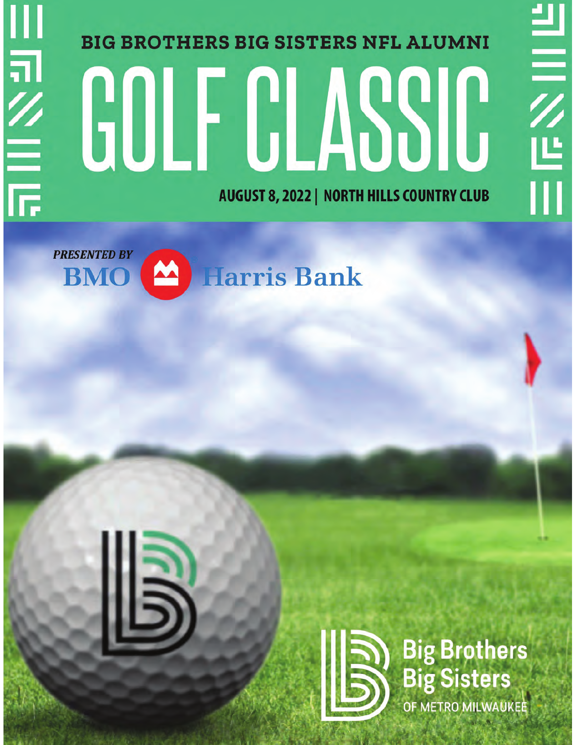BIG BROTHERS BIG SISTERS NFL ALUMNI

# GOLF CLASSIC

**AUGUST 8, 2022 | NORTH HILLS COUNTRY CLUB**

*PRESENTED BY*

BMO Harris Bank

Big Brothers Big Sisters

OF METRO MILWAUKEE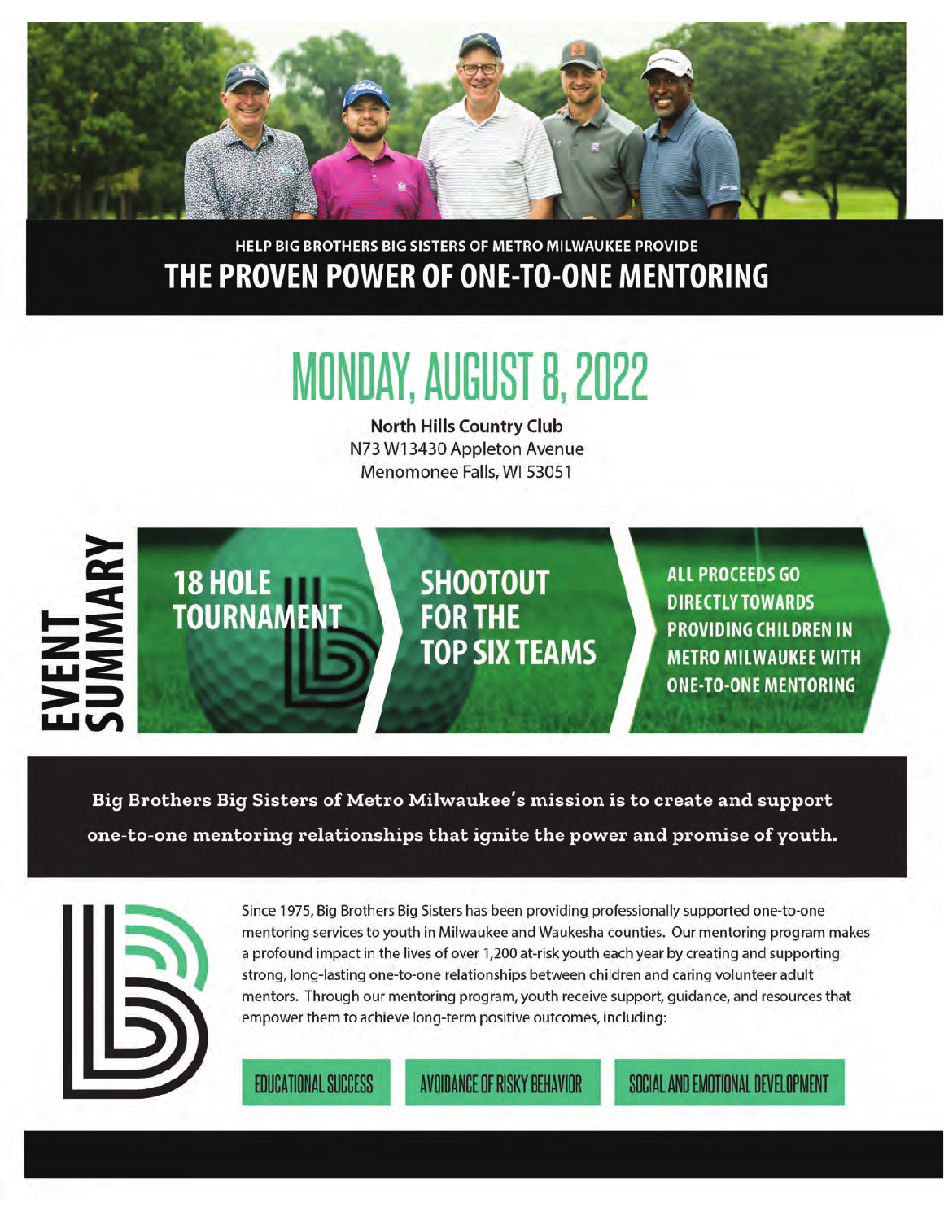HELP BIG BROTHERS BIG SISTERS OF METRO MILWAUKEE PROVIDE

# THE PROVEN POWER OF ONE-TO-ONE MENTORING

## MONDAY, AUGUST 8, 2022

**North Hills Country Club**
N73 W13430 Appleton Avenue
Menomonee Falls, WI 53051

## EVENT SUMMARY

**18 HOLE TOURNAMENT**

**SHOOTOUT FOR THE TOP SIX TEAMS**

**ALL PROCEEDS GO DIRECTLY TOWARDS PROVIDING CHILDREN IN METRO MILWAUKEE WITH ONE-TO-ONE MENTORING**

**Big Brothers Big Sisters of Metro Milwaukee's mission is to create and support one-to-one mentoring relationships that ignite the power and promise of youth.**

Since 1975, Big Brothers Big Sisters has been providing professionally supported one-to-one mentoring services to youth in Milwaukee and Waukesha counties. Our mentoring program makes a profound impact in the lives of over 1,200 at-risk youth each year by creating and supporting strong, long-lasting one-to-one relationships between children and caring volunteer adult mentors. Through our mentoring program, youth receive support, guidance, and resources that empower them to achieve long-term positive outcomes, including:

- EDUCATIONAL SUCCESS
- AVOIDANCE OF RISKY BEHAVIOR
- SOCIAL AND EMOTIONAL DEVELOPMENT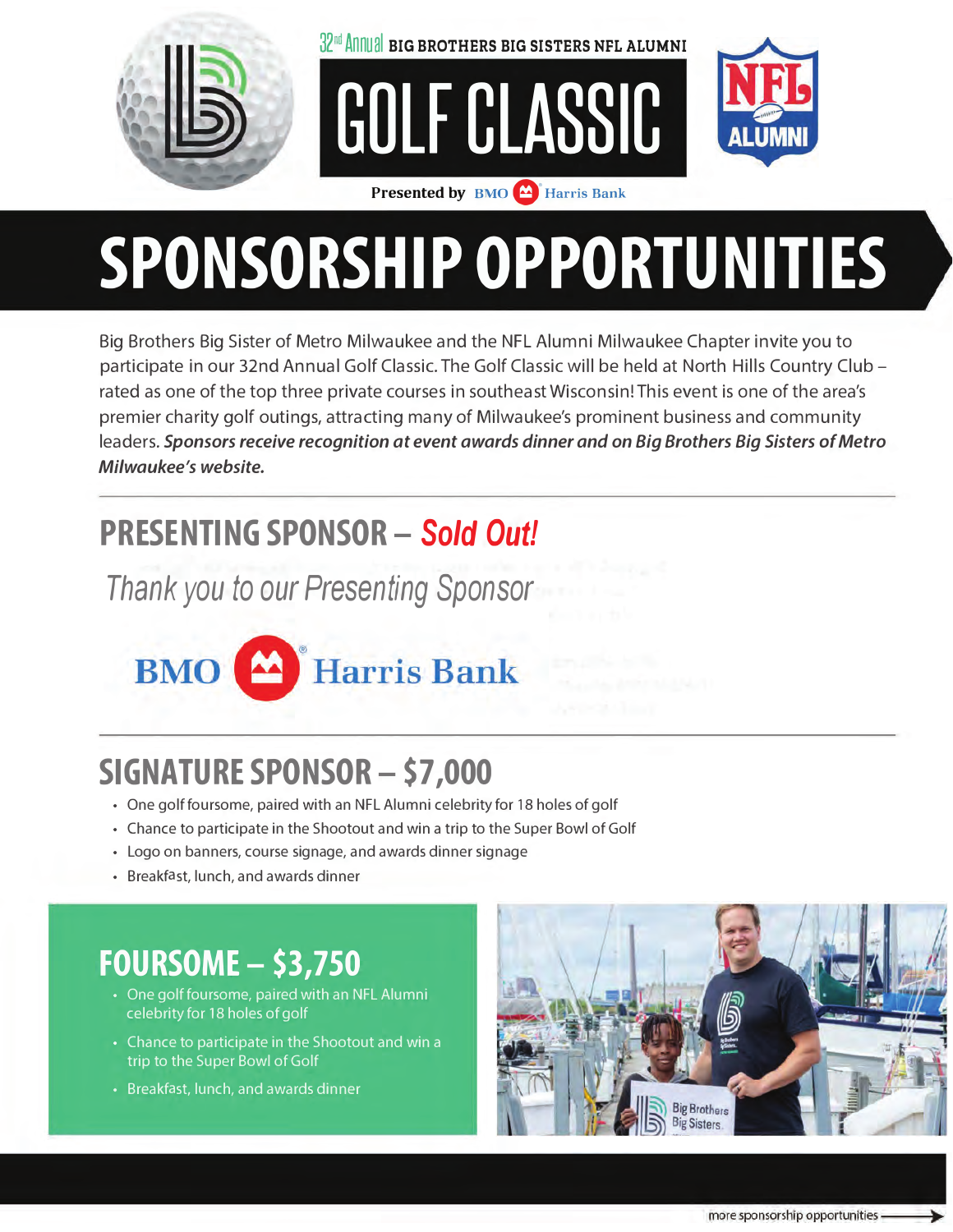32nd Annual BIG BROTHERS BIG SISTERS NFL ALUMNI

# GOLF CLASSIC

Presented by BMO Harris Bank

# SPONSORSHIP OPPORTUNITIES

Big Brothers Big Sister of Metro Milwaukee and the NFL Alumni Milwaukee Chapter invite you to participate in our 32nd Annual Golf Classic. The Golf Classic will be held at North Hills Country Club – rated as one of the top three private courses in southeast Wisconsin! This event is one of the area's premier charity golf outings, attracting many of Milwaukee's prominent business and community leaders. ***Sponsors receive recognition at event awards dinner and on Big Brothers Big Sisters of Metro Milwaukee's website.***

---

## PRESENTING SPONSOR – *Sold Out!*

*Thank you to our Presenting Sponsor*

BMO Harris Bank

---

## SIGNATURE SPONSOR – $7,000

- One golf foursome, paired with an NFL Alumni celebrity for 18 holes of golf
- Chance to participate in the Shootout and win a trip to the Super Bowl of Golf
- Logo on banners, course signage, and awards dinner signage
- Breakfast, lunch, and awards dinner

## FOURSOME – $3,750

- One golf foursome, paired with an NFL Alumni celebrity for 18 holes of golf
- Chance to participate in the Shootout and win a trip to the Super Bowl of Golf
- Breakfast, lunch, and awards dinner

more sponsorship opportunities →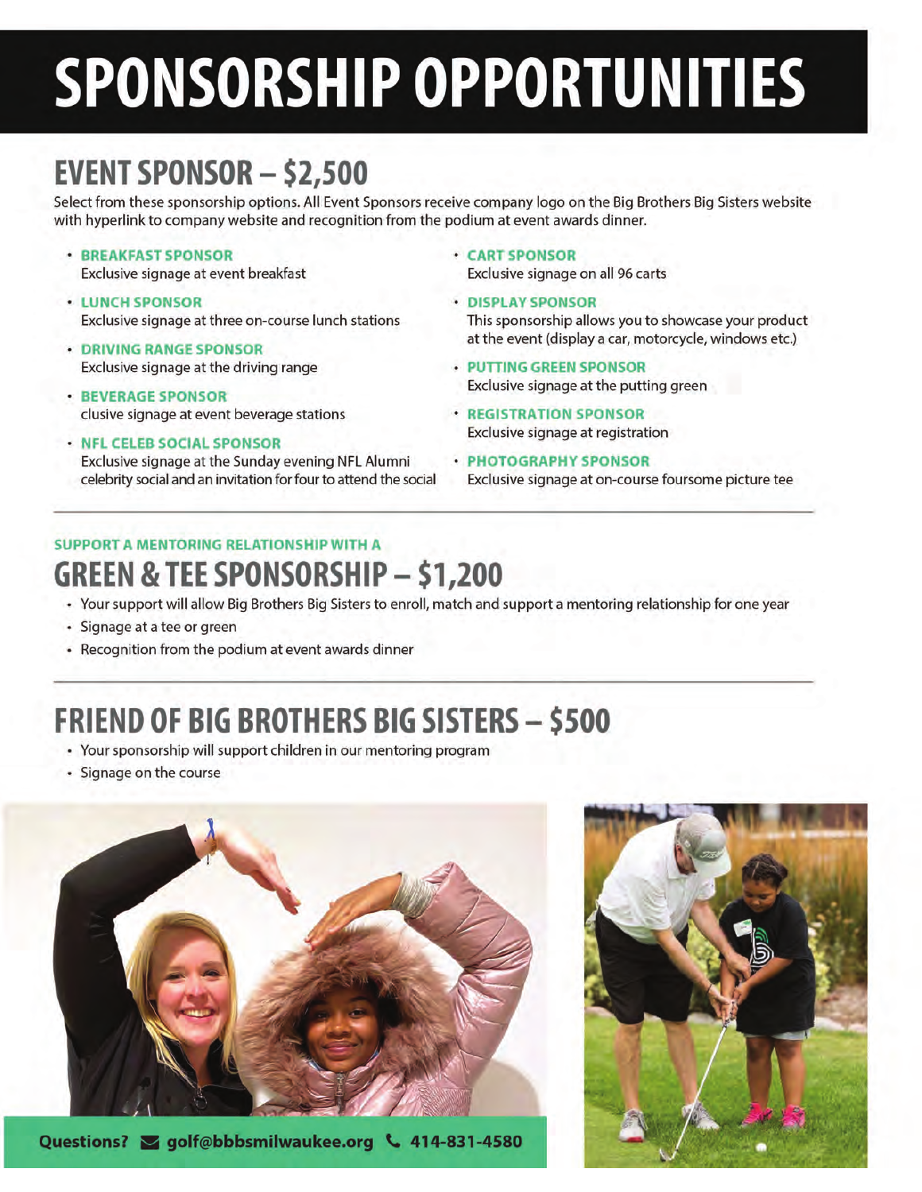# SPONSORSHIP OPPORTUNITIES

## EVENT SPONSOR – $2,500

Select from these sponsorship options. All Event Sponsors receive company logo on the Big Brothers Big Sisters website with hyperlink to company website and recognition from the podium at event awards dinner.

- **BREAKFAST SPONSOR**
  Exclusive signage at event breakfast
- **LUNCH SPONSOR**
  Exclusive signage at three on-course lunch stations
- **DRIVING RANGE SPONSOR**
  Exclusive signage at the driving range
- **BEVERAGE SPONSOR**
  clusive signage at event beverage stations
- **NFL CELEB SOCIAL SPONSOR**
  Exclusive signage at the Sunday evening NFL Alumni celebrity social and an invitation for four to attend the social
- **CART SPONSOR**
  Exclusive signage on all 96 carts
- **DISPLAY SPONSOR**
  This sponsorship allows you to showcase your product at the event (display a car, motorcycle, windows etc.)
- **PUTTING GREEN SPONSOR**
  Exclusive signage at the putting green
- **REGISTRATION SPONSOR**
  Exclusive signage at registration
- **PHOTOGRAPHY SPONSOR**
  Exclusive signage at on-course foursome picture tee

---

**SUPPORT A MENTORING RELATIONSHIP WITH A**

## GREEN & TEE SPONSORSHIP – $1,200

- Your support will allow Big Brothers Big Sisters to enroll, match and support a mentoring relationship for one year
- Signage at a tee or green
- Recognition from the podium at event awards dinner

---

## FRIEND OF BIG BROTHERS BIG SISTERS – $500

- Your sponsorship will support children in our mentoring program
- Signage on the course

**Questions?** golf@bbbsmilwaukee.org 414-831-4580